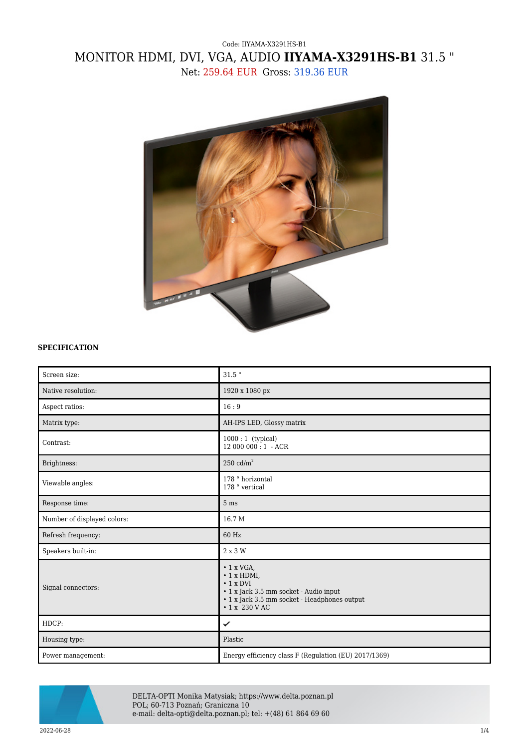Code: IIYAMA-X3291HS-B1

# MONITOR HDMI, DVI, VGA, AUDIO **IIYAMA-X3291HS-B1** 31.5 "

Net: 259.64 EUR Gross: 319.36 EUR

**SPECIFICATION**

| | |
|---|---|
| Screen size: | 31.5 " |
| Native resolution: | 1920 x 1080 px |
| Aspect ratios: | 16 : 9 |
| Matrix type: | AH-IPS LED, Glossy matrix |
| Contrast: | 1000 : 1 (typical)<br>12 000 000 : 1 - ACR |
| Brightness: | 250 cd/m$^2$ |
| Viewable angles: | 178 ° horizontal<br>178 ° vertical |
| Response time: | 5 ms |
| Number of displayed colors: | 16.7 M |
| Refresh frequency: | 60 Hz |
| Speakers built-in: | 2 x 3 W |
| Signal connectors: | • 1 x VGA,<br>• 1 x HDMI,<br>• 1 x DVI<br>• 1 x Jack 3.5 mm socket - Audio input<br>• 1 x Jack 3.5 mm socket - Headphones output<br>• 1 x 230 V AC |
| HDCP: | ✔ |
| Housing type: | Plastic |
| Power management: | Energy efficiency class F (Regulation (EU) 2017/1369) |

DELTA-OPTI Monika Matysiak; https://www.delta.poznan.pl
POL; 60-713 Poznań; Graniczna 10
e-mail: delta-opti@delta.poznan.pl; tel: +(48) 61 864 69 60

2022-06-28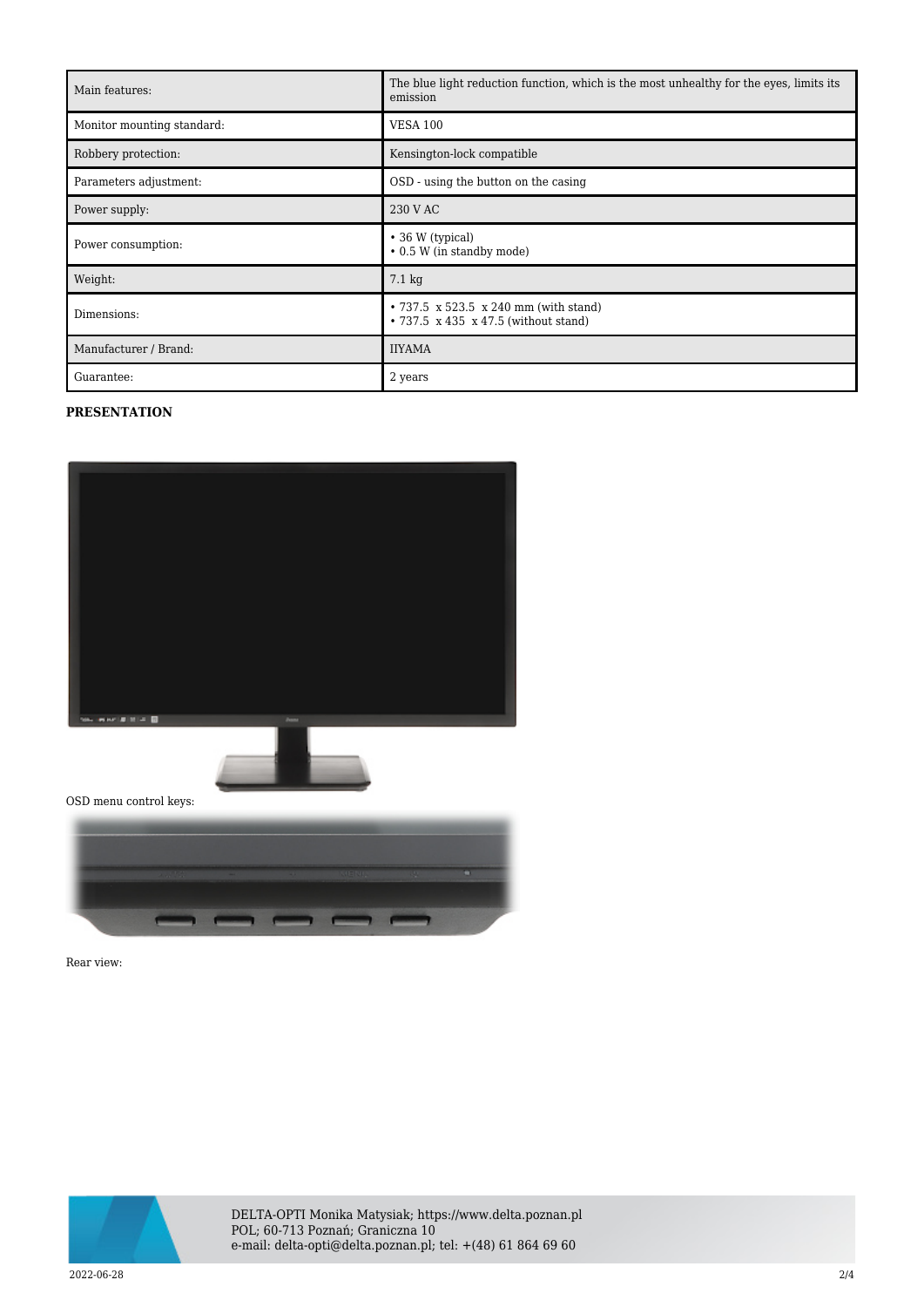| Main features: | The blue light reduction function, which is the most unhealthy for the eyes, limits its emission |
|---|---|
| Monitor mounting standard: | VESA 100 |
| Robbery protection: | Kensington-lock compatible |
| Parameters adjustment: | OSD - using the button on the casing |
| Power supply: | 230 V AC |
| Power consumption: | • 36 W (typical)<br>• 0.5 W (in standby mode) |
| Weight: | 7.1 kg |
| Dimensions: | • 737.5 x 523.5 x 240 mm (with stand)<br>• 737.5 x 435 x 47.5 (without stand) |
| Manufacturer / Brand: | IIYAMA |
| Guarantee: | 2 years |

**PRESENTATION**

OSD menu control keys:

Rear view: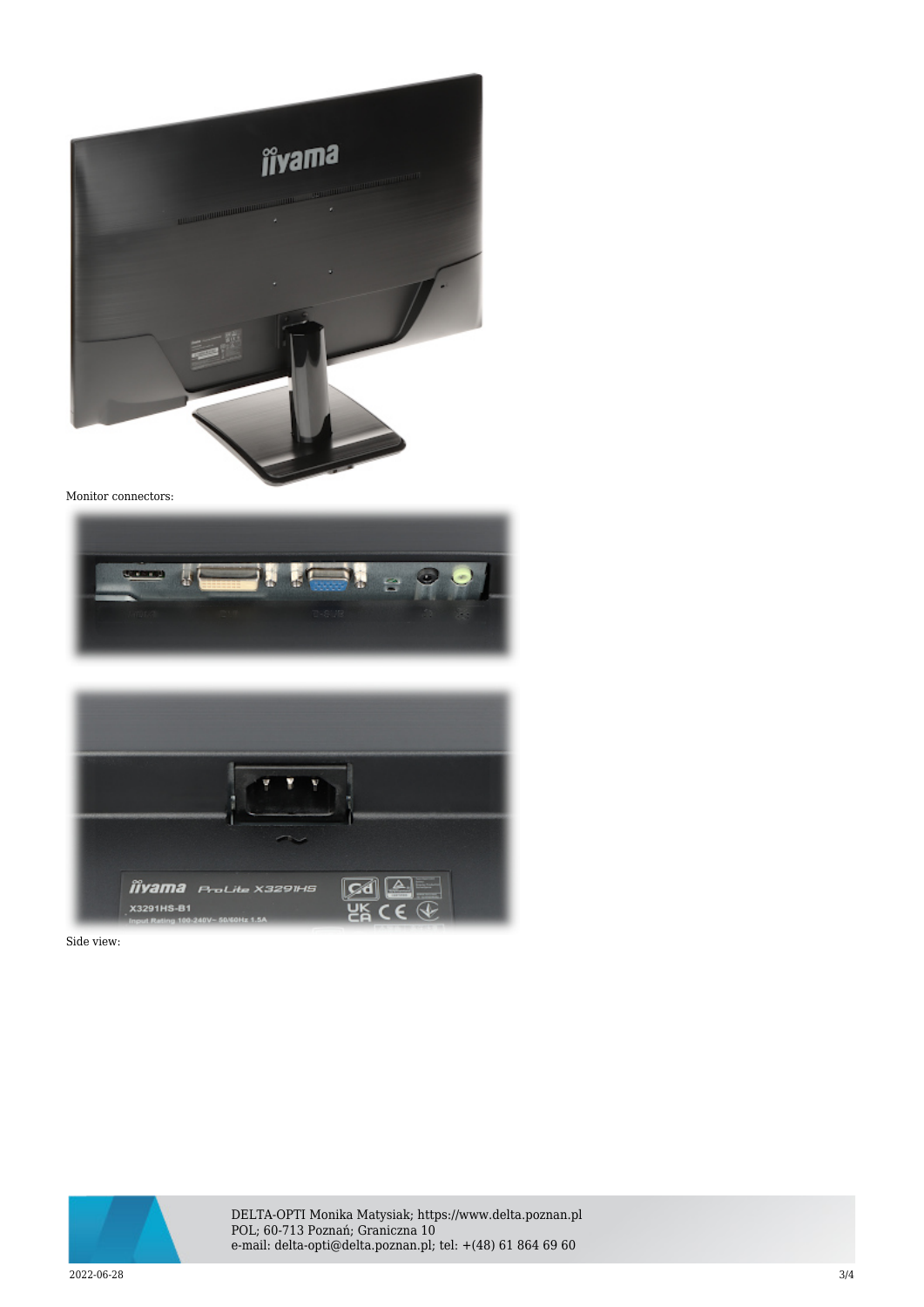Monitor connectors:

Side view: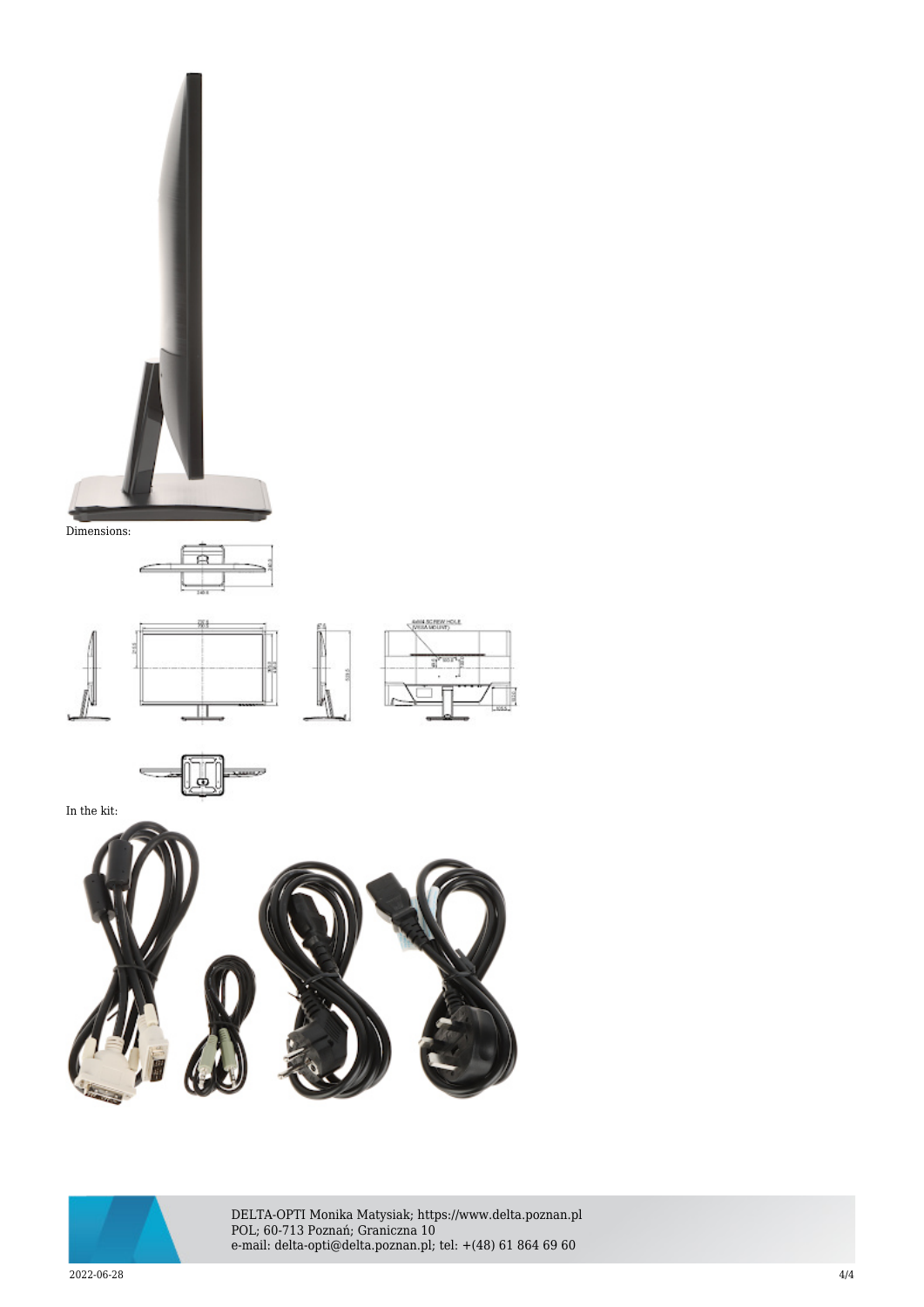Dimensions:

In the kit:

DELTA-OPTI Monika Matysiak; https://www.delta.poznan.pl
POL; 60-713 Poznań; Graniczna 10
e-mail: delta-opti@delta.poznan.pl; tel: +(48) 61 864 69 60

2022-06-28